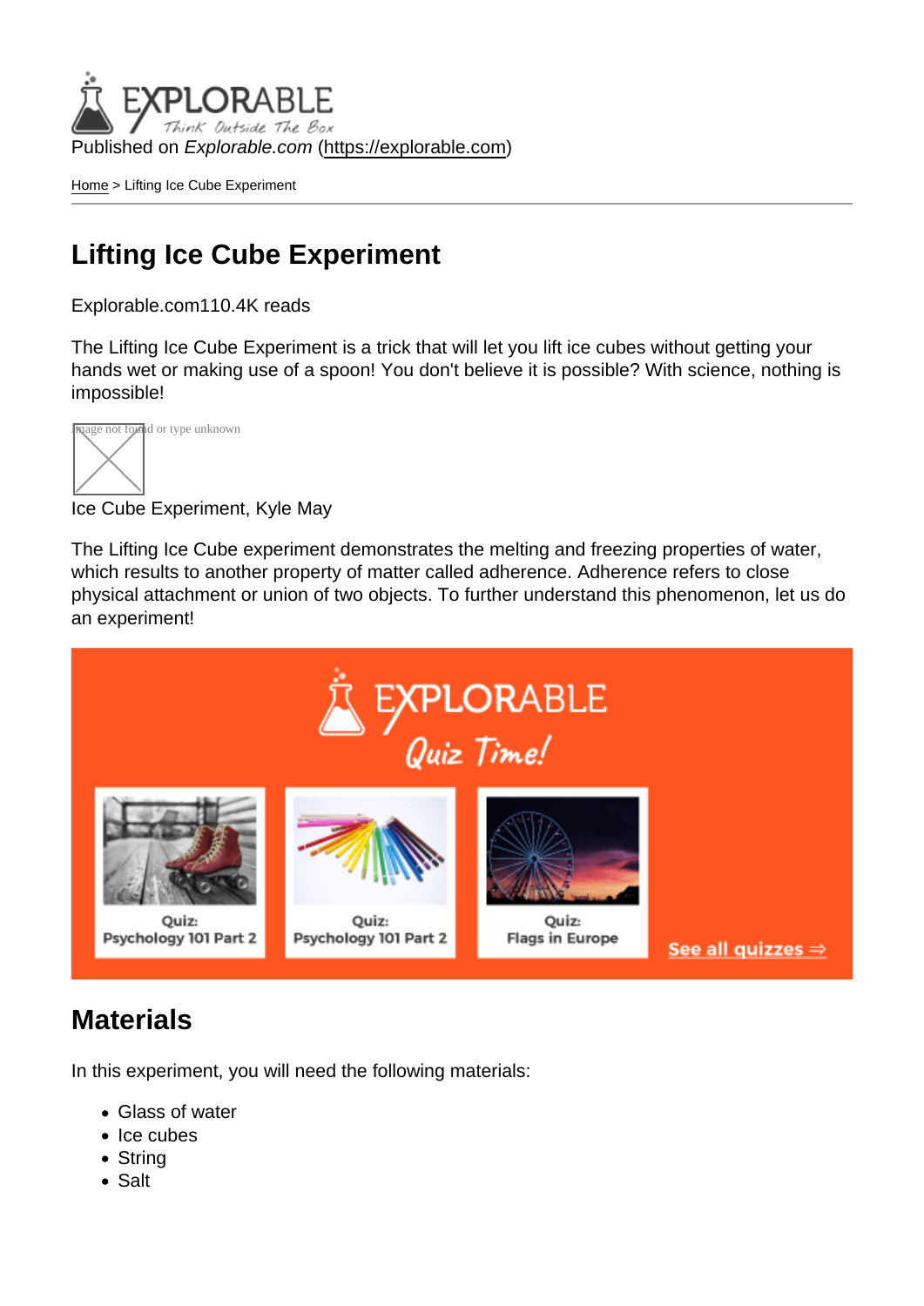Published on *Explorable.com* (https://explorable.com)

Home > Lifting Ice Cube Experiment

# Lifting Ice Cube Experiment

Explorable.com110.4K reads

The Lifting Ice Cube Experiment is a trick that will let you lift ice cubes without getting your hands wet or making use of a spoon! You don't believe it is possible? With science, nothing is impossible!

Image not found or type unknown

Ice Cube Experiment, Kyle May

The Lifting Ice Cube experiment demonstrates the melting and freezing properties of water, which results to another property of matter called adherence. Adherence refers to close physical attachment or union of two objects. To further understand this phenomenon, let us do an experiment!

## Materials

In this experiment, you will need the following materials:

- Glass of water
- Ice cubes
- String
- Salt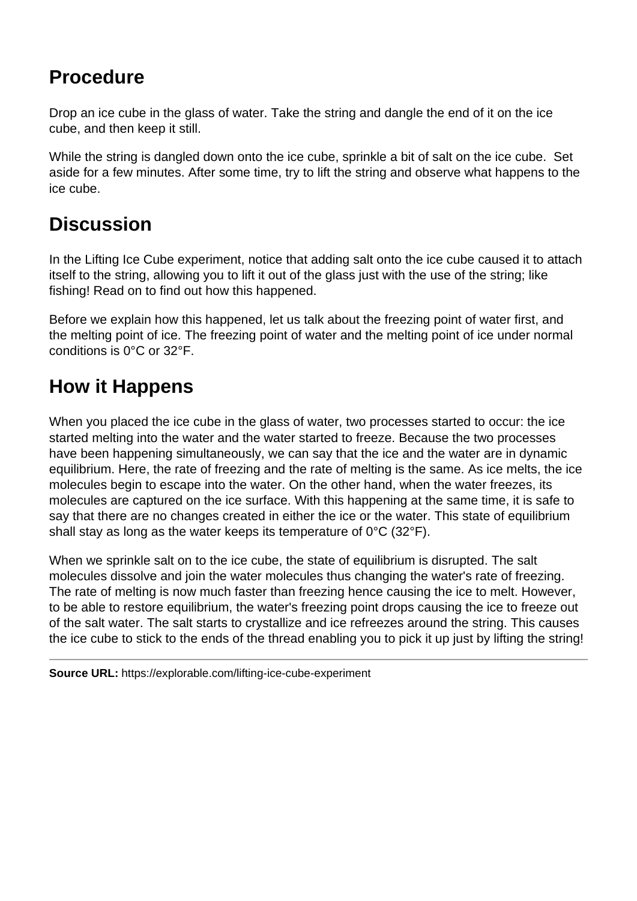## Procedure

Drop an ice cube in the glass of water. Take the string and dangle the end of it on the ice cube, and then keep it still.

While the string is dangled down onto the ice cube, sprinkle a bit of salt on the ice cube. Set aside for a few minutes. After some time, try to lift the string and observe what happens to the ice cube.

## Discussion

In the Lifting Ice Cube experiment, notice that adding salt onto the ice cube caused it to attach itself to the string, allowing you to lift it out of the glass just with the use of the string; like fishing! Read on to find out how this happened.

Before we explain how this happened, let us talk about the freezing point of water first, and the melting point of ice. The freezing point of water and the melting point of ice under normal conditions is 0°C or 32°F.

## How it Happens

When you placed the ice cube in the glass of water, two processes started to occur: the ice started melting into the water and the water started to freeze. Because the two processes have been happening simultaneously, we can say that the ice and the water are in dynamic equilibrium. Here, the rate of freezing and the rate of melting is the same. As ice melts, the ice molecules begin to escape into the water. On the other hand, when the water freezes, its molecules are captured on the ice surface. With this happening at the same time, it is safe to say that there are no changes created in either the ice or the water. This state of equilibrium shall stay as long as the water keeps its temperature of 0°C (32°F).

When we sprinkle salt on to the ice cube, the state of equilibrium is disrupted. The salt molecules dissolve and join the water molecules thus changing the water's rate of freezing. The rate of melting is now much faster than freezing hence causing the ice to melt. However, to be able to restore equilibrium, the water's freezing point drops causing the ice to freeze out of the salt water. The salt starts to crystallize and ice refreezes around the string. This causes the ice cube to stick to the ends of the thread enabling you to pick it up just by lifting the string!

---

**Source URL:** https://explorable.com/lifting-ice-cube-experiment